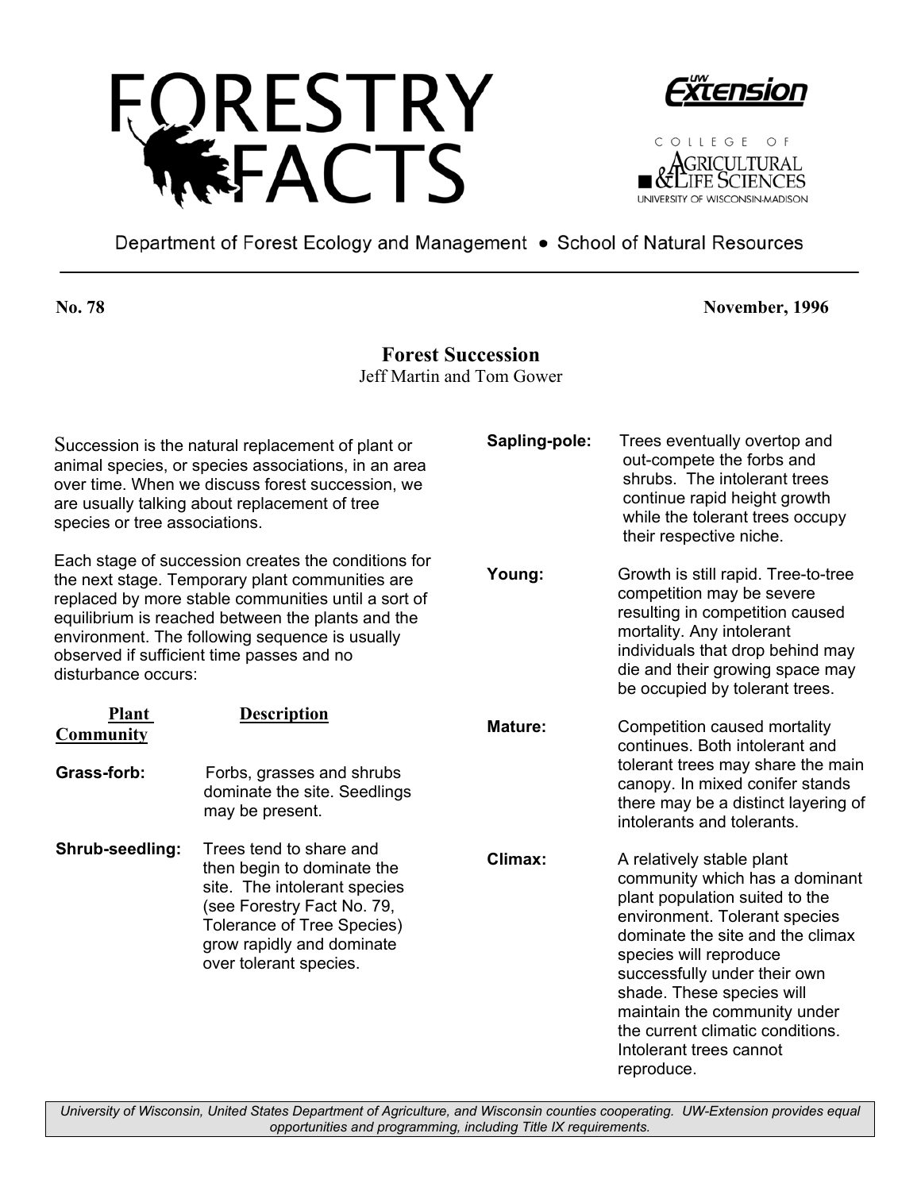# FORESTRY FACTS

UW Extension

College of Agricultural & Life Sciences
University of Wisconsin-Madison

Department of Forest Ecology and Management • School of Natural Resources

**No. 78** **November, 1996**

## Forest Succession

Jeff Martin and Tom Gower

Succession is the natural replacement of plant or animal species, or species associations, in an area over time. When we discuss forest succession, we are usually talking about replacement of tree species or tree associations.

Each stage of succession creates the conditions for the next stage. Temporary plant communities are replaced by more stable communities until a sort of equilibrium is reached between the plants and the environment. The following sequence is usually observed if sufficient time passes and no disturbance occurs:

| Plant Community | Description |
|---|---|
| **Grass-forb:** | Forbs, grasses and shrubs dominate the site. Seedlings may be present. |
| **Shrub-seedling:** | Trees tend to share and then begin to dominate the site. The intolerant species (see Forestry Fact No. 79, Tolerance of Tree Species) grow rapidly and dominate over tolerant species. |
| **Sapling-pole:** | Trees eventually overtop and out-compete the forbs and shrubs. The intolerant trees continue rapid height growth while the tolerant trees occupy their respective niche. |
| **Young:** | Growth is still rapid. Tree-to-tree competition may be severe resulting in competition caused mortality. Any intolerant individuals that drop behind may die and their growing space may be occupied by tolerant trees. |
| **Mature:** | Competition caused mortality continues. Both intolerant and tolerant trees may share the main canopy. In mixed conifer stands there may be a distinct layering of intolerants and tolerants. |
| **Climax:** | A relatively stable plant community which has a dominant plant population suited to the environment. Tolerant species dominate the site and the climax species will reproduce successfully under their own shade. These species will maintain the community under the current climatic conditions. Intolerant trees cannot reproduce. |

*University of Wisconsin, United States Department of Agriculture, and Wisconsin counties cooperating. UW-Extension provides equal opportunities and programming, including Title IX requirements.*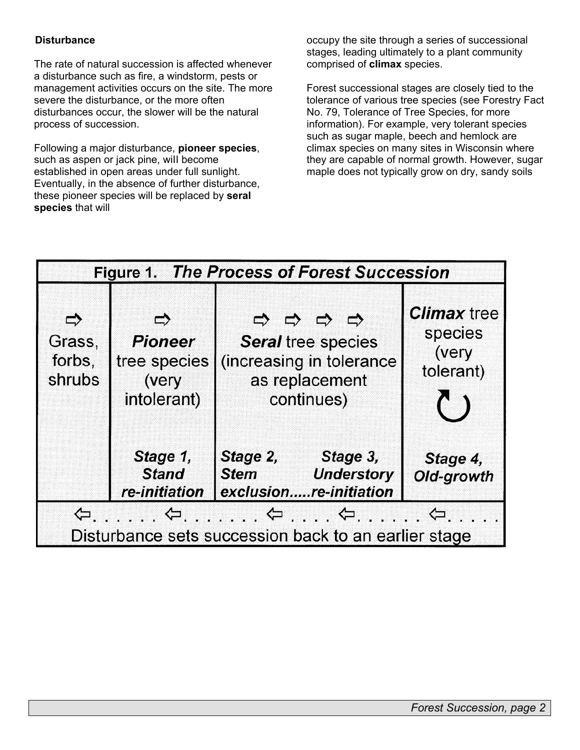### Disturbance

The rate of natural succession is affected whenever a disturbance such as fire, a windstorm, pests or management activities occurs on the site. The more severe the disturbance, or the more often disturbances occur, the slower will be the natural process of succession.

Following a major disturbance, **pioneer species**, such as aspen or jack pine, will become established in open areas under full sunlight. Eventually, in the absence of further disturbance, these pioneer species will be replaced by **seral species** that will occupy the site through a series of successional stages, leading ultimately to a plant community comprised of **climax** species.

Forest successional stages are closely tied to the tolerance of various tree species (see Forestry Fact No. 79, Tolerance of Tree Species, for more information). For example, very tolerant species such as sugar maple, beech and hemlock are climax species on many sites in Wisconsin where they are capable of normal growth. However, sugar maple does not typically grow on dry, sandy soils

**Figure 1. *The Process of Forest Succession***

| ⇨ | ⇨ | ⇨ ⇨ ⇨ ⇨ | |
|---|---|---|---|
| Grass, forbs, shrubs | ***Pioneer*** tree species (very intolerant) | ***Seral*** tree species (increasing in tolerance as replacement continues) | ***Climax*** tree species (very tolerant) ↻ |
| | ***Stage 1, Stand re-initiation*** | ***Stage 2, Stem exclusion.....Stage 3, Understory re-initiation*** | ***Stage 4, Old-growth*** |

⇦. . . . . ⇦. . . . . . . ⇦ . . . . ⇦. . . . . . ⇦. . . . .
Disturbance sets succession back to an earlier stage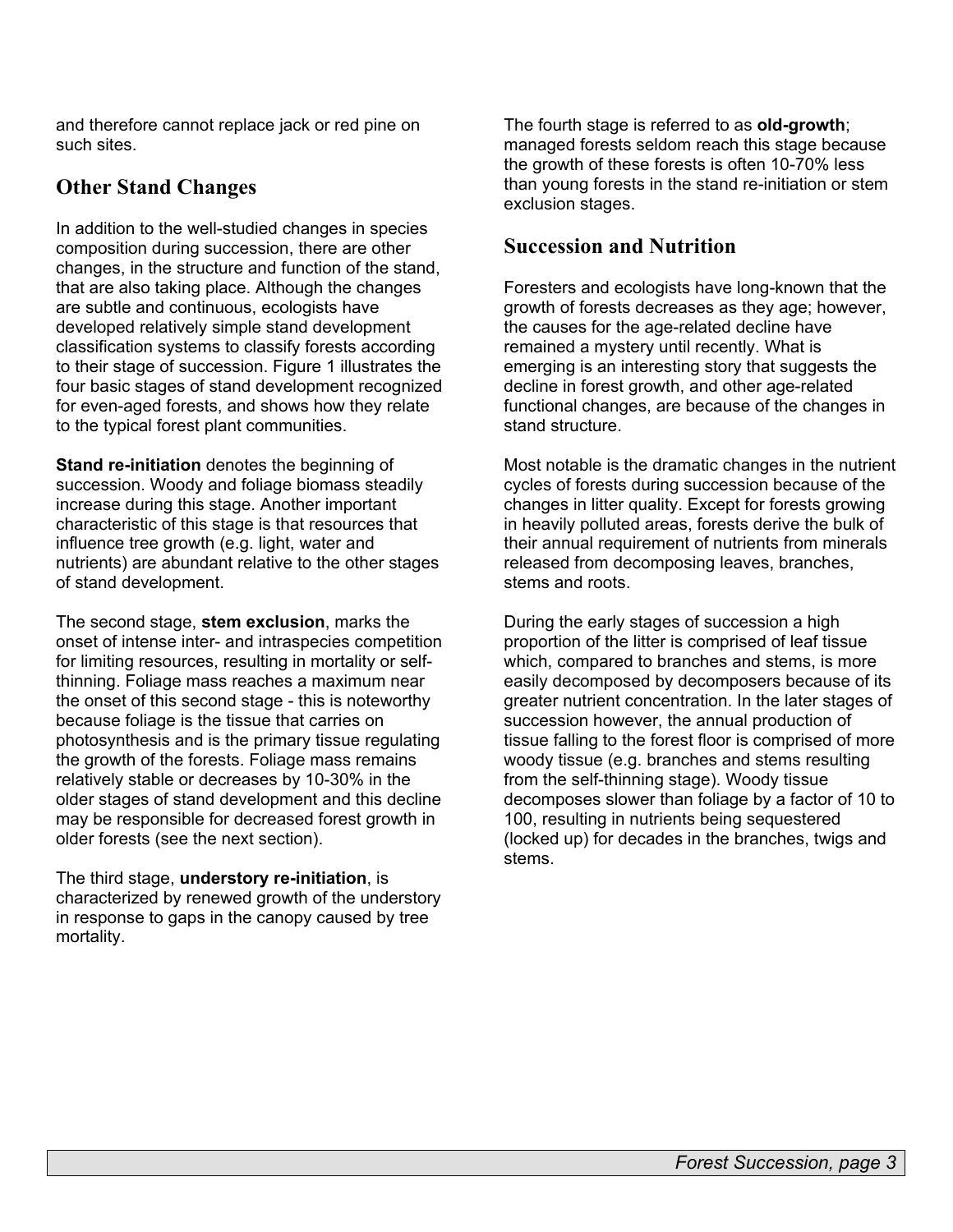and therefore cannot replace jack or red pine on such sites.

## Other Stand Changes

In addition to the well-studied changes in species composition during succession, there are other changes, in the structure and function of the stand, that are also taking place. Although the changes are subtle and continuous, ecologists have developed relatively simple stand development classification systems to classify forests according to their stage of succession. Figure 1 illustrates the four basic stages of stand development recognized for even-aged forests, and shows how they relate to the typical forest plant communities.

**Stand re-initiation** denotes the beginning of succession. Woody and foliage biomass steadily increase during this stage. Another important characteristic of this stage is that resources that influence tree growth (e.g. light, water and nutrients) are abundant relative to the other stages of stand development.

The second stage, **stem exclusion**, marks the onset of intense inter- and intraspecies competition for limiting resources, resulting in mortality or self-thinning. Foliage mass reaches a maximum near the onset of this second stage - this is noteworthy because foliage is the tissue that carries on photosynthesis and is the primary tissue regulating the growth of the forests. Foliage mass remains relatively stable or decreases by 10-30% in the older stages of stand development and this decline may be responsible for decreased forest growth in older forests (see the next section).

The third stage, **understory re-initiation**, is characterized by renewed growth of the understory in response to gaps in the canopy caused by tree mortality.

The fourth stage is referred to as **old-growth**; managed forests seldom reach this stage because the growth of these forests is often 10-70% less than young forests in the stand re-initiation or stem exclusion stages.

## Succession and Nutrition

Foresters and ecologists have long-known that the growth of forests decreases as they age; however, the causes for the age-related decline have remained a mystery until recently. What is emerging is an interesting story that suggests the decline in forest growth, and other age-related functional changes, are because of the changes in stand structure.

Most notable is the dramatic changes in the nutrient cycles of forests during succession because of the changes in litter quality. Except for forests growing in heavily polluted areas, forests derive the bulk of their annual requirement of nutrients from minerals released from decomposing leaves, branches, stems and roots.

During the early stages of succession a high proportion of the litter is comprised of leaf tissue which, compared to branches and stems, is more easily decomposed by decomposers because of its greater nutrient concentration. In the later stages of succession however, the annual production of tissue falling to the forest floor is comprised of more woody tissue (e.g. branches and stems resulting from the self-thinning stage). Woody tissue decomposes slower than foliage by a factor of 10 to 100, resulting in nutrients being sequestered (locked up) for decades in the branches, twigs and stems.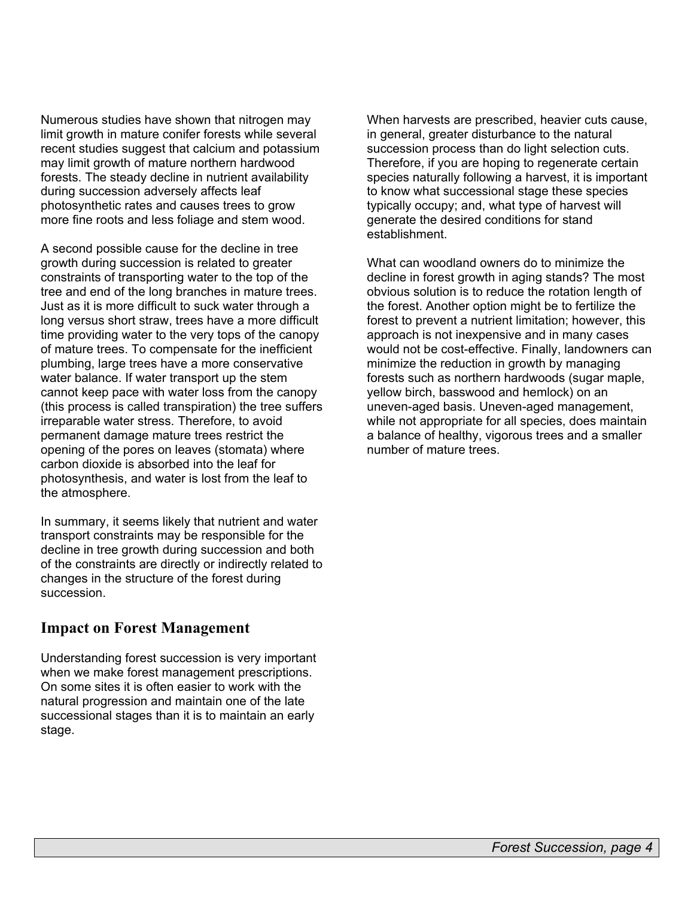Numerous studies have shown that nitrogen may limit growth in mature conifer forests while several recent studies suggest that calcium and potassium may limit growth of mature northern hardwood forests. The steady decline in nutrient availability during succession adversely affects leaf photosynthetic rates and causes trees to grow more fine roots and less foliage and stem wood.

A second possible cause for the decline in tree growth during succession is related to greater constraints of transporting water to the top of the tree and end of the long branches in mature trees. Just as it is more difficult to suck water through a long versus short straw, trees have a more difficult time providing water to the very tops of the canopy of mature trees. To compensate for the inefficient plumbing, large trees have a more conservative water balance. If water transport up the stem cannot keep pace with water loss from the canopy (this process is called transpiration) the tree suffers irreparable water stress. Therefore, to avoid permanent damage mature trees restrict the opening of the pores on leaves (stomata) where carbon dioxide is absorbed into the leaf for photosynthesis, and water is lost from the leaf to the atmosphere.

In summary, it seems likely that nutrient and water transport constraints may be responsible for the decline in tree growth during succession and both of the constraints are directly or indirectly related to changes in the structure of the forest during succession.

## Impact on Forest Management

Understanding forest succession is very important when we make forest management prescriptions. On some sites it is often easier to work with the natural progression and maintain one of the late successional stages than it is to maintain an early stage.

When harvests are prescribed, heavier cuts cause, in general, greater disturbance to the natural succession process than do light selection cuts. Therefore, if you are hoping to regenerate certain species naturally following a harvest, it is important to know what successional stage these species typically occupy; and, what type of harvest will generate the desired conditions for stand establishment.

What can woodland owners do to minimize the decline in forest growth in aging stands? The most obvious solution is to reduce the rotation length of the forest. Another option might be to fertilize the forest to prevent a nutrient limitation; however, this approach is not inexpensive and in many cases would not be cost-effective. Finally, landowners can minimize the reduction in growth by managing forests such as northern hardwoods (sugar maple, yellow birch, basswood and hemlock) on an uneven-aged basis. Uneven-aged management, while not appropriate for all species, does maintain a balance of healthy, vigorous trees and a smaller number of mature trees.